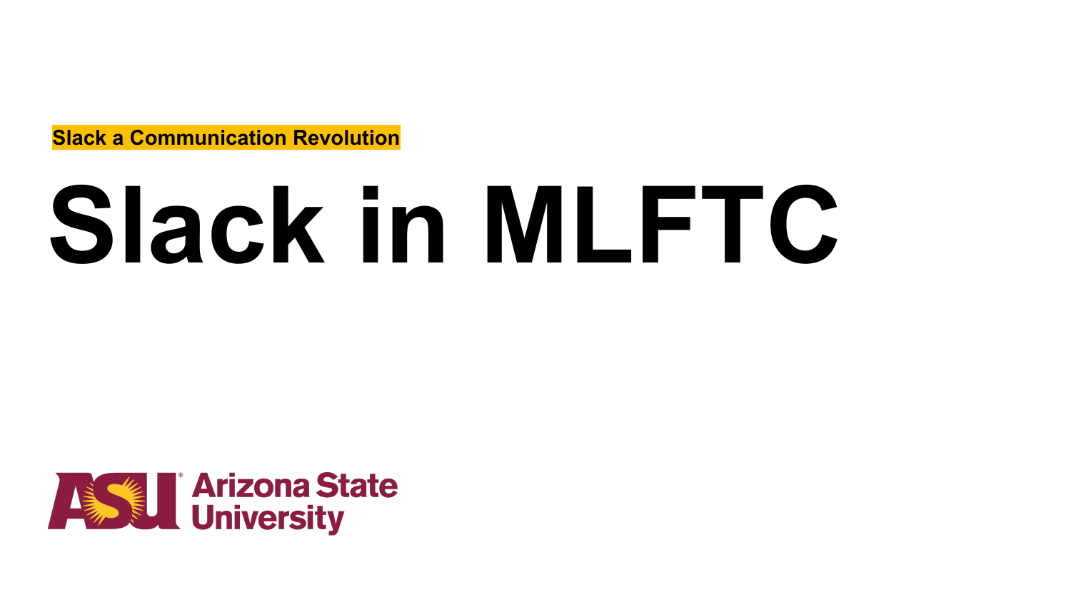**Slack a Communication Revolution**

# Slack in MLFTC

Arizona State University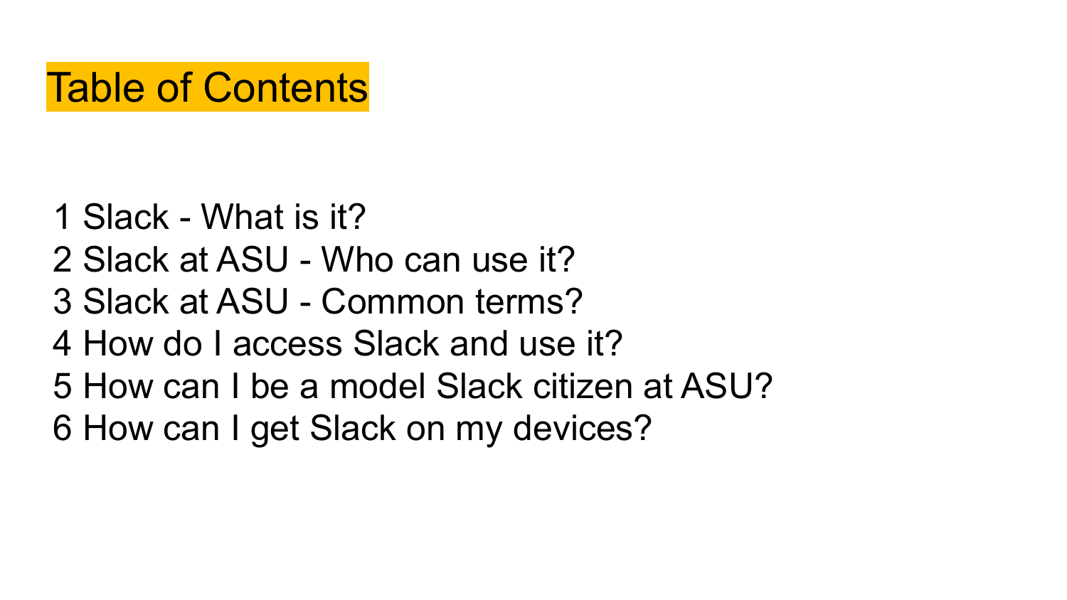# Table of Contents

1 Slack - What is it?
2 Slack at ASU - Who can use it?
3 Slack at ASU - Common terms?
4 How do I access Slack and use it?
5 How can I be a model Slack citizen at ASU?
6 How can I get Slack on my devices?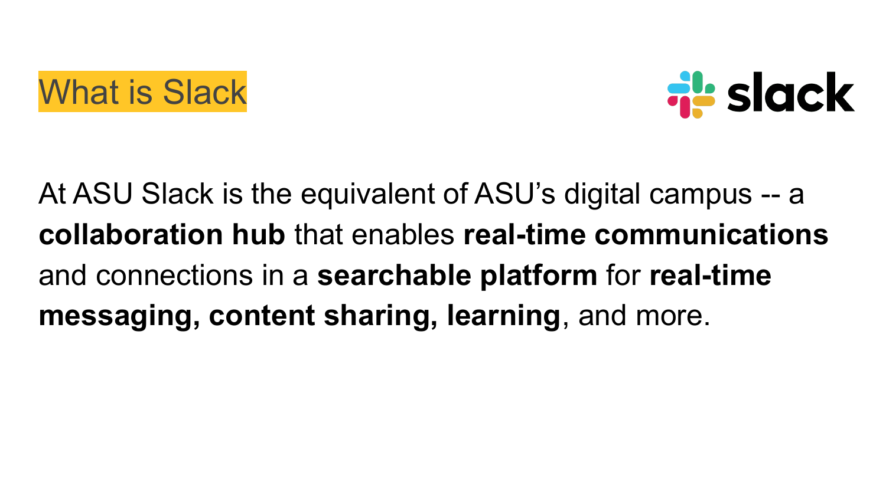# What is Slack

At ASU Slack is the equivalent of ASU's digital campus -- a **collaboration hub** that enables **real-time communications** and connections in a **searchable platform** for **real-time messaging, content sharing, learning**, and more.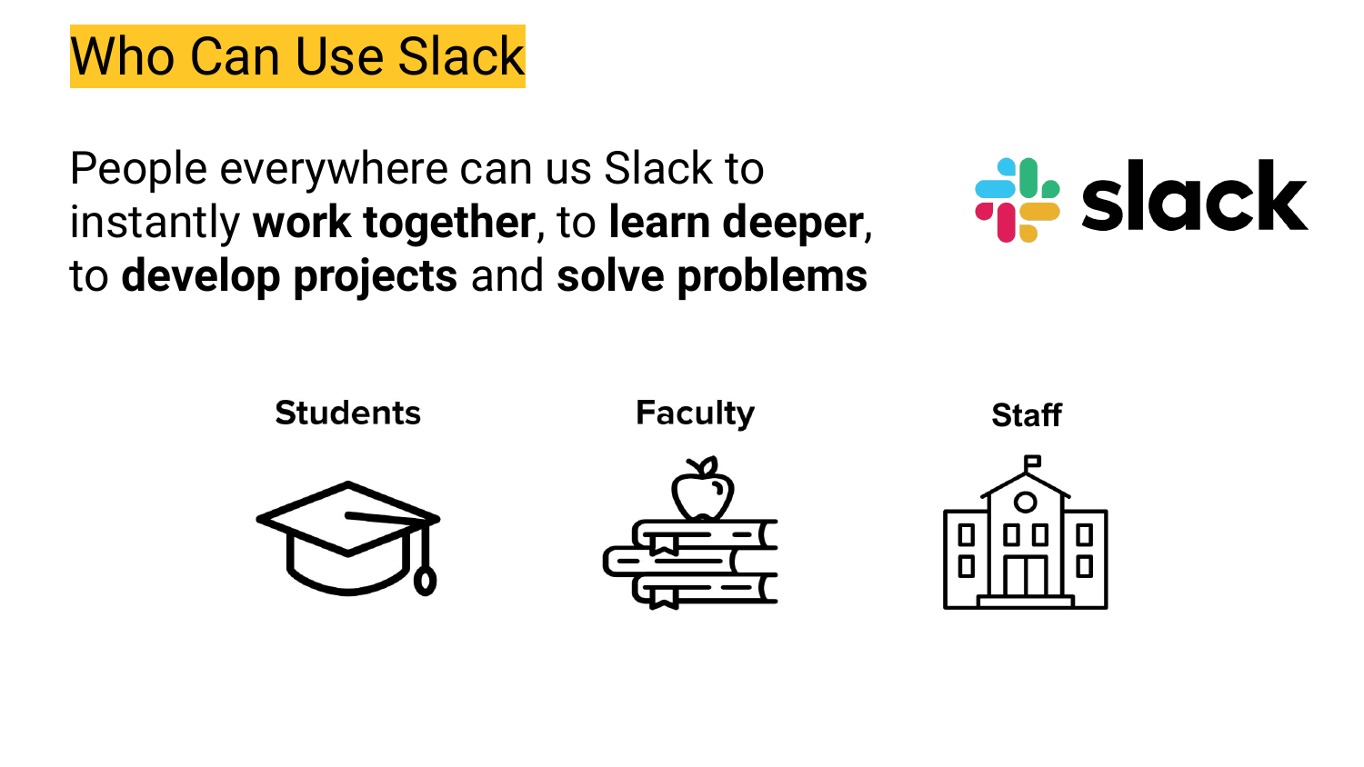# Who Can Use Slack

People everywhere can us Slack to instantly **work together**, to **learn deeper**, to **develop projects** and **solve problems**

slack

**Students**

**Faculty**

**Staff**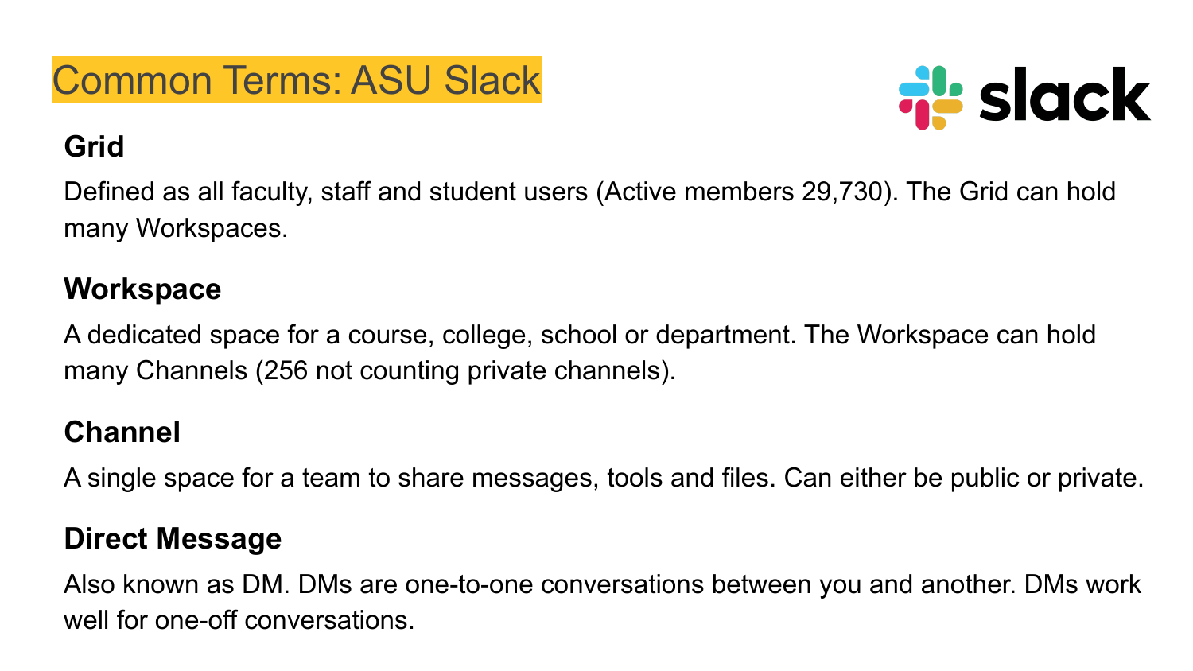# Common Terms: ASU Slack

### Grid

Defined as all faculty, staff and student users (Active members 29,730). The Grid can hold many Workspaces.

### Workspace

A dedicated space for a course, college, school or department. The Workspace can hold many Channels (256 not counting private channels).

### Channel

A single space for a team to share messages, tools and files. Can either be public or private.

### Direct Message

Also known as DM. DMs are one-to-one conversations between you and another. DMs work well for one-off conversations.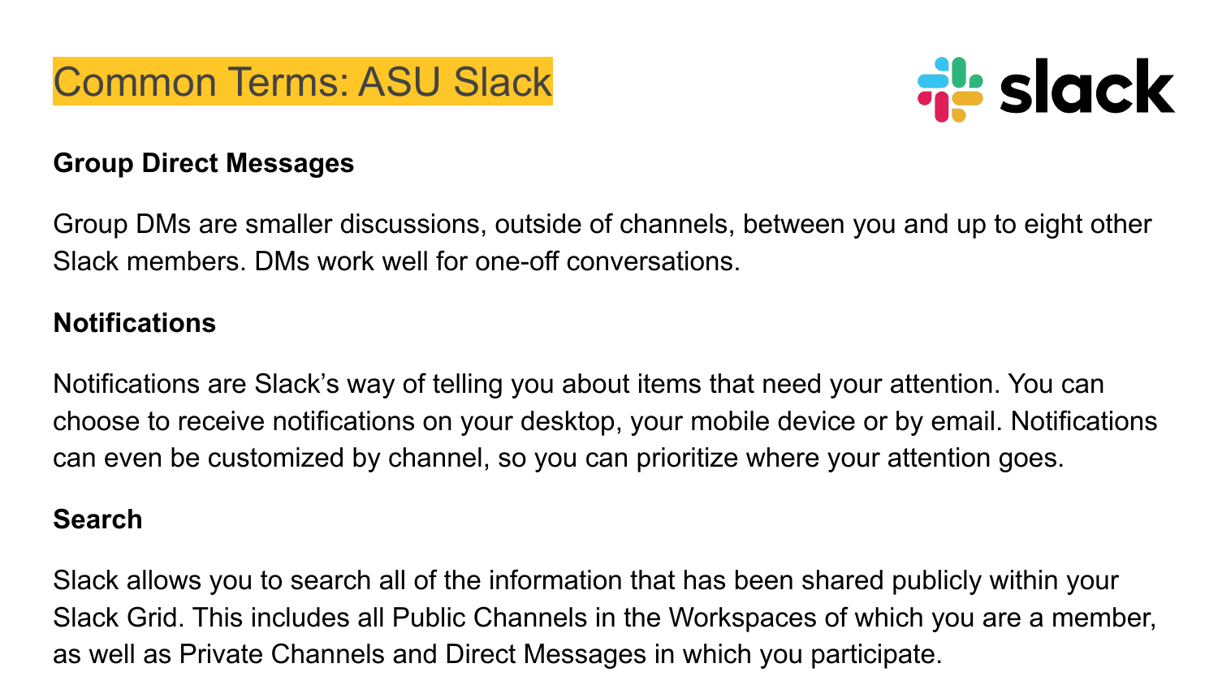# Common Terms: ASU Slack

**Group Direct Messages**

Group DMs are smaller discussions, outside of channels, between you and up to eight other Slack members. DMs work well for one-off conversations.

**Notifications**

Notifications are Slack's way of telling you about items that need your attention. You can choose to receive notifications on your desktop, your mobile device or by email. Notifications can even be customized by channel, so you can prioritize where your attention goes.

**Search**

Slack allows you to search all of the information that has been shared publicly within your Slack Grid. This includes all Public Channels in the Workspaces of which you are a member, as well as Private Channels and Direct Messages in which you participate.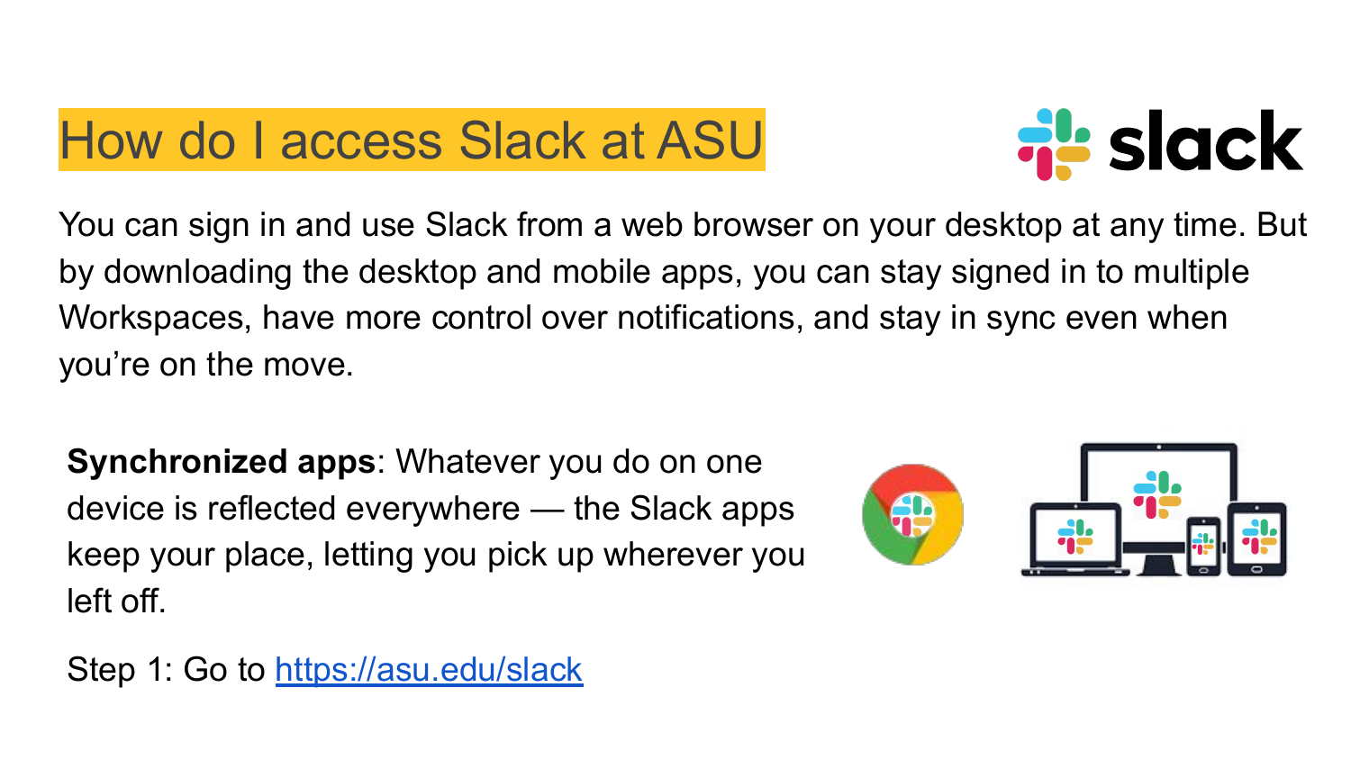# How do I access Slack at ASU

You can sign in and use Slack from a web browser on your desktop at any time. But by downloading the desktop and mobile apps, you can stay signed in to multiple Workspaces, have more control over notifications, and stay in sync even when you're on the move.

**Synchronized apps**: Whatever you do on one device is reflected everywhere — the Slack apps keep your place, letting you pick up wherever you left off.

Step 1: Go to [https://asu.edu/slack](https://asu.edu/slack)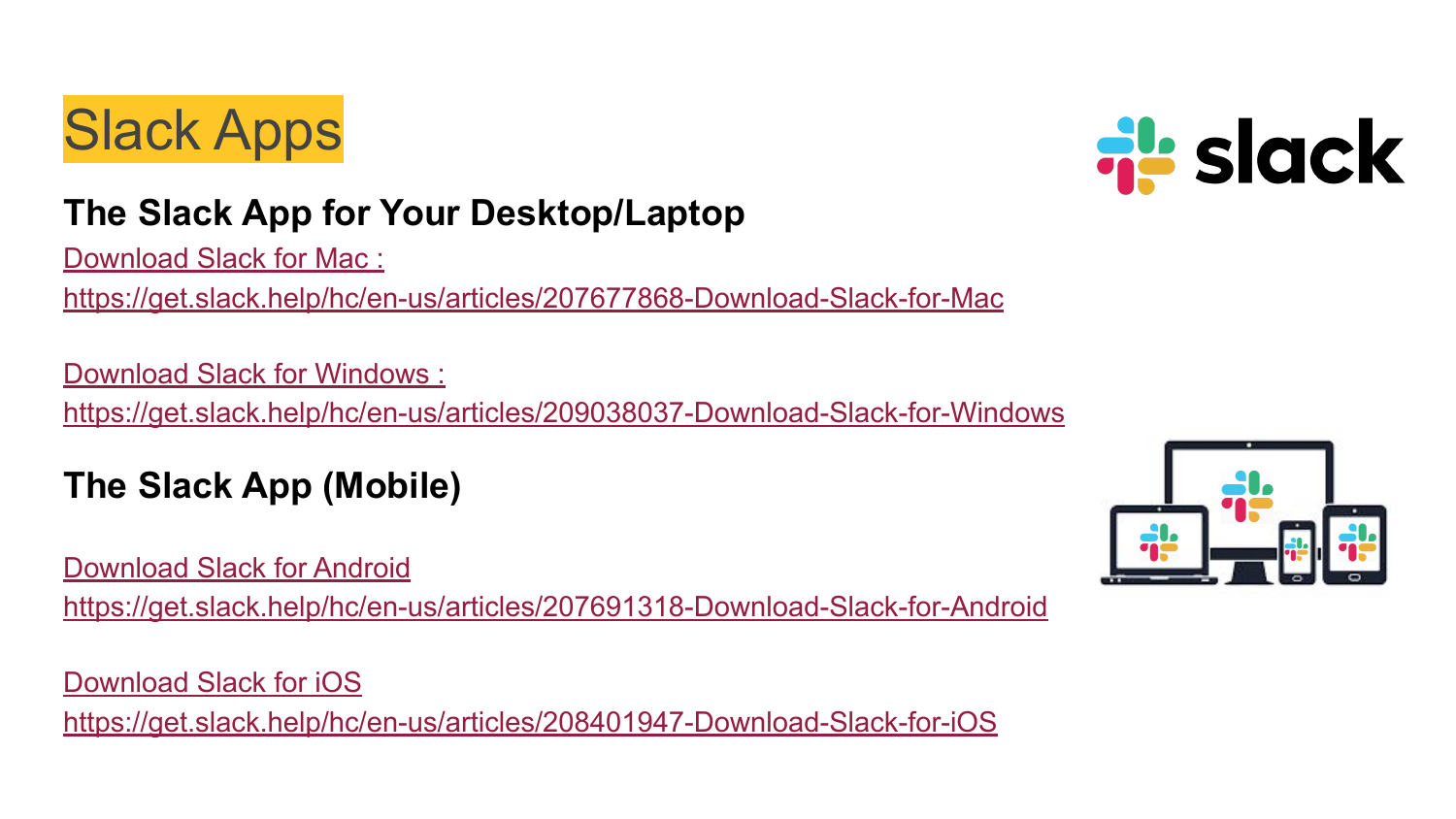# Slack Apps

## The Slack App for Your Desktop/Laptop

[Download Slack for Mac :](https://get.slack.help/hc/en-us/articles/207677868-Download-Slack-for-Mac)
https://get.slack.help/hc/en-us/articles/207677868-Download-Slack-for-Mac

[Download Slack for Windows :](https://get.slack.help/hc/en-us/articles/209038037-Download-Slack-for-Windows)
https://get.slack.help/hc/en-us/articles/209038037-Download-Slack-for-Windows

## The Slack App (Mobile)

[Download Slack for Android](https://get.slack.help/hc/en-us/articles/207691318-Download-Slack-for-Android)
https://get.slack.help/hc/en-us/articles/207691318-Download-Slack-for-Android

[Download Slack for iOS](https://get.slack.help/hc/en-us/articles/208401947-Download-Slack-for-iOS)
https://get.slack.help/hc/en-us/articles/208401947-Download-Slack-for-iOS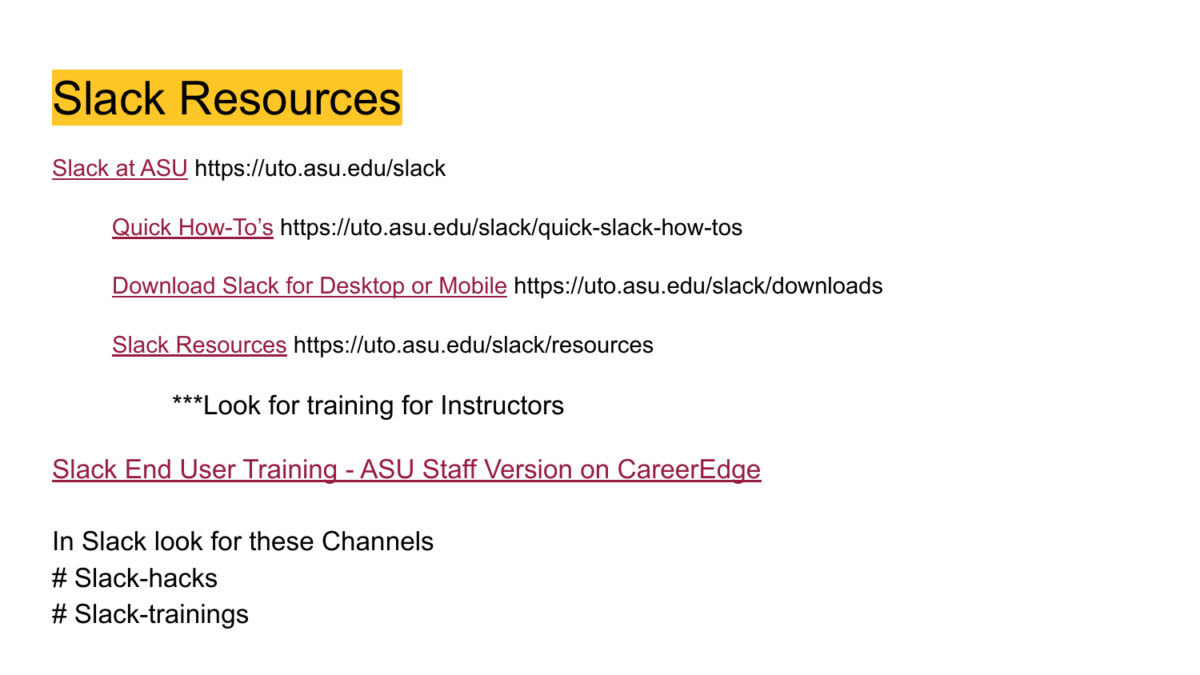# Slack Resources

Slack at ASU https://uto.asu.edu/slack

- Quick How-To's https://uto.asu.edu/slack/quick-slack-how-tos
- Download Slack for Desktop or Mobile https://uto.asu.edu/slack/downloads
- Slack Resources https://uto.asu.edu/slack/resources
  - ***Look for training for Instructors

Slack End User Training - ASU Staff Version on CareerEdge

In Slack look for these Channels

# Slack-hacks

# Slack-trainings